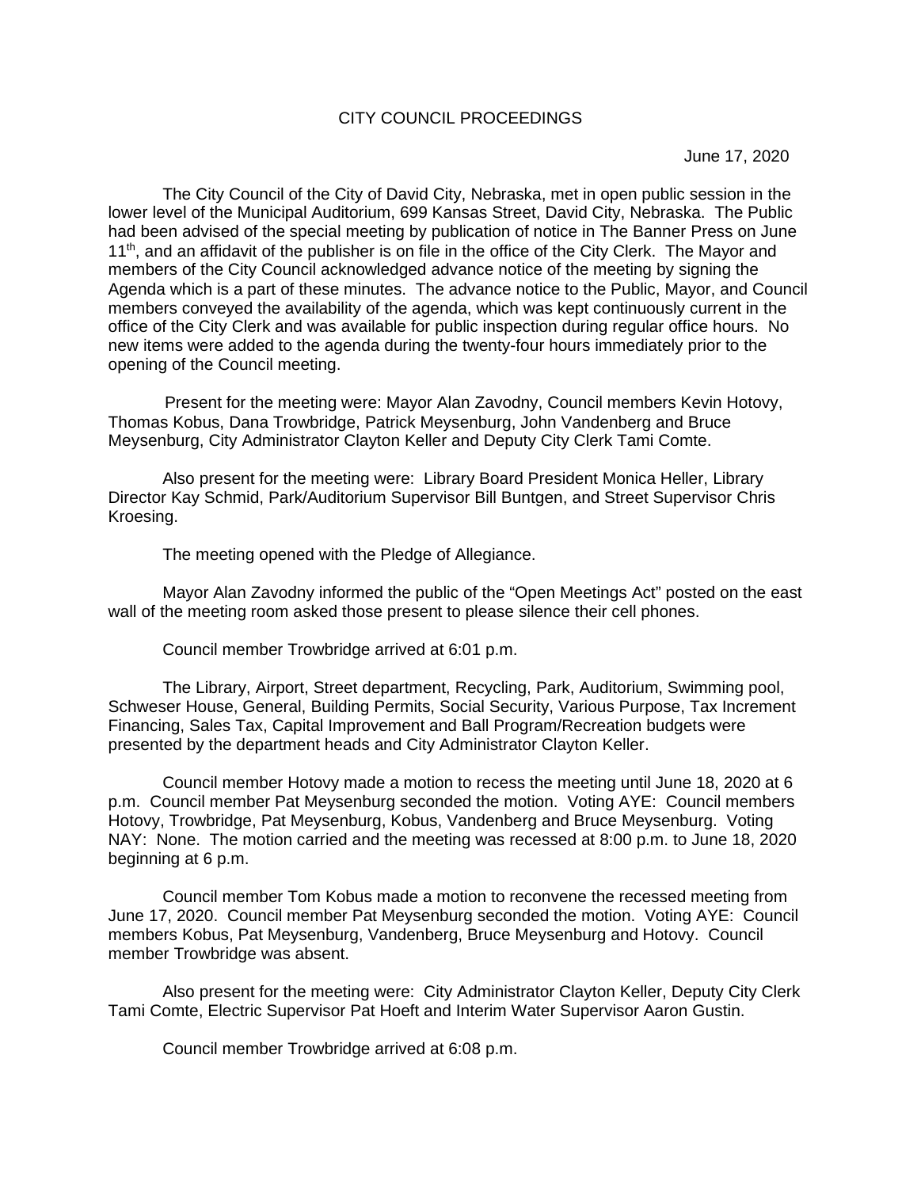# CITY COUNCIL PROCEEDINGS

June 17, 2020

The City Council of the City of David City, Nebraska, met in open public session in the lower level of the Municipal Auditorium, 699 Kansas Street, David City, Nebraska. The Public had been advised of the special meeting by publication of notice in The Banner Press on June 11th, and an affidavit of the publisher is on file in the office of the City Clerk. The Mayor and members of the City Council acknowledged advance notice of the meeting by signing the Agenda which is a part of these minutes. The advance notice to the Public, Mayor, and Council members conveyed the availability of the agenda, which was kept continuously current in the office of the City Clerk and was available for public inspection during regular office hours. No new items were added to the agenda during the twenty-four hours immediately prior to the opening of the Council meeting.

Present for the meeting were: Mayor Alan Zavodny, Council members Kevin Hotovy, Thomas Kobus, Dana Trowbridge, Patrick Meysenburg, John Vandenberg and Bruce Meysenburg, City Administrator Clayton Keller and Deputy City Clerk Tami Comte.

Also present for the meeting were: Library Board President Monica Heller, Library Director Kay Schmid, Park/Auditorium Supervisor Bill Buntgen, and Street Supervisor Chris Kroesing.

The meeting opened with the Pledge of Allegiance.

Mayor Alan Zavodny informed the public of the "Open Meetings Act" posted on the east wall of the meeting room asked those present to please silence their cell phones.

Council member Trowbridge arrived at 6:01 p.m.

The Library, Airport, Street department, Recycling, Park, Auditorium, Swimming pool, Schweser House, General, Building Permits, Social Security, Various Purpose, Tax Increment Financing, Sales Tax, Capital Improvement and Ball Program/Recreation budgets were presented by the department heads and City Administrator Clayton Keller.

Council member Hotovy made a motion to recess the meeting until June 18, 2020 at 6 p.m. Council member Pat Meysenburg seconded the motion. Voting AYE: Council members Hotovy, Trowbridge, Pat Meysenburg, Kobus, Vandenberg and Bruce Meysenburg. Voting NAY: None. The motion carried and the meeting was recessed at 8:00 p.m. to June 18, 2020 beginning at 6 p.m.

Council member Tom Kobus made a motion to reconvene the recessed meeting from June 17, 2020. Council member Pat Meysenburg seconded the motion. Voting AYE: Council members Kobus, Pat Meysenburg, Vandenberg, Bruce Meysenburg and Hotovy. Council member Trowbridge was absent.

Also present for the meeting were: City Administrator Clayton Keller, Deputy City Clerk Tami Comte, Electric Supervisor Pat Hoeft and Interim Water Supervisor Aaron Gustin.

Council member Trowbridge arrived at 6:08 p.m.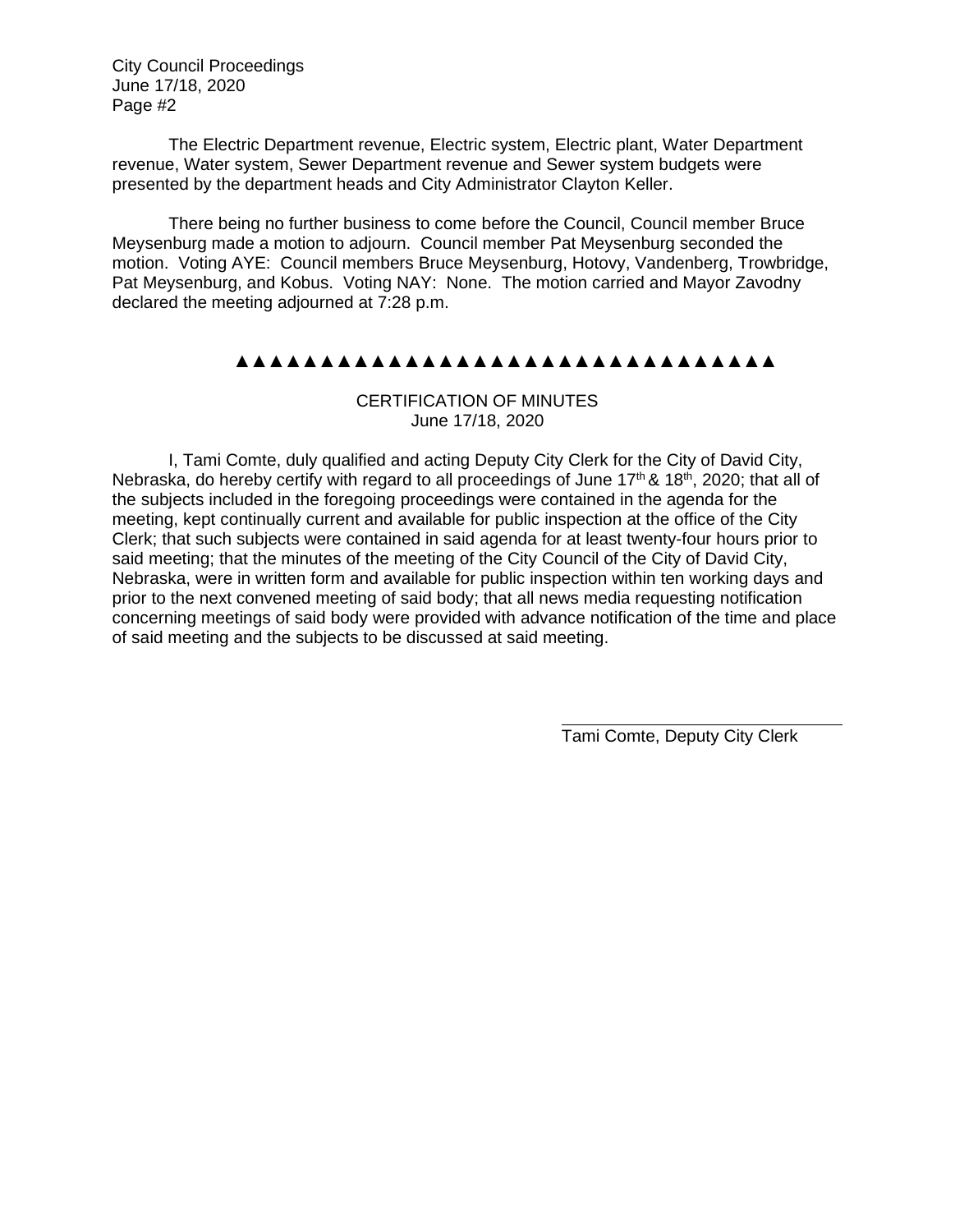The Electric Department revenue, Electric system, Electric plant, Water Department revenue, Water system, Sewer Department revenue and Sewer system budgets were presented by the department heads and City Administrator Clayton Keller.

There being no further business to come before the Council, Council member Bruce Meysenburg made a motion to adjourn. Council member Pat Meysenburg seconded the motion. Voting AYE: Council members Bruce Meysenburg, Hotovy, Vandenberg, Trowbridge, Pat Meysenburg, and Kobus. Voting NAY: None. The motion carried and Mayor Zavodny declared the meeting adjourned at 7:28 p.m.

▲▲▲▲▲▲▲▲▲▲▲▲▲▲▲▲▲▲▲▲▲▲▲▲▲▲▲▲▲▲▲▲▲

CERTIFICATION OF MINUTES
June 17/18, 2020

I, Tami Comte, duly qualified and acting Deputy City Clerk for the City of David City, Nebraska, do hereby certify with regard to all proceedings of June 17th & 18th, 2020; that all of the subjects included in the foregoing proceedings were contained in the agenda for the meeting, kept continually current and available for public inspection at the office of the City Clerk; that such subjects were contained in said agenda for at least twenty-four hours prior to said meeting; that the minutes of the meeting of the City Council of the City of David City, Nebraska, were in written form and available for public inspection within ten working days and prior to the next convened meeting of said body; that all news media requesting notification concerning meetings of said body were provided with advance notification of the time and place of said meeting and the subjects to be discussed at said meeting.

Tami Comte, Deputy City Clerk